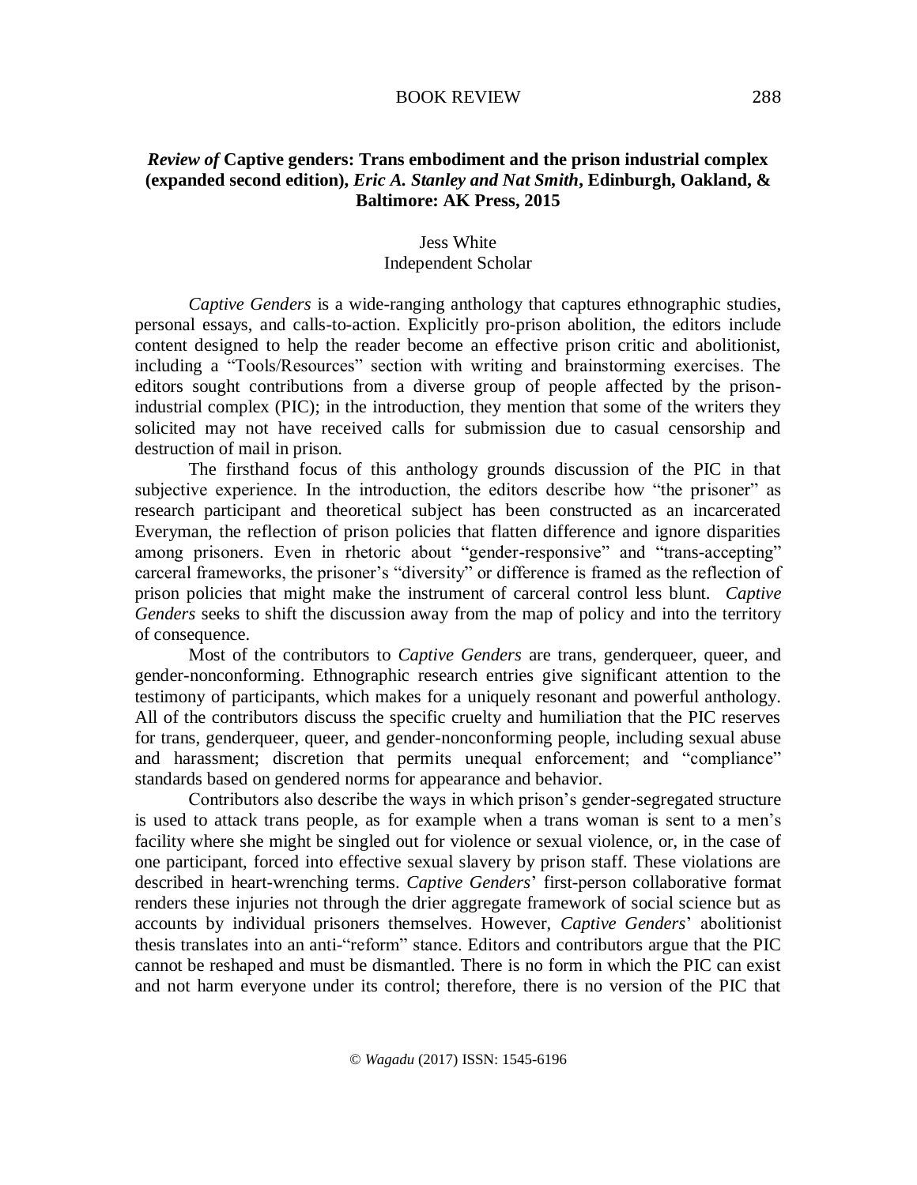## *Review of* **Captive genders: Trans embodiment and the prison industrial complex (expanded second edition),** ***Eric A. Stanley and Nat Smith*****, Edinburgh, Oakland, & Baltimore: AK Press, 2015**

Jess White
Independent Scholar

*Captive Genders* is a wide-ranging anthology that captures ethnographic studies, personal essays, and calls-to-action. Explicitly pro-prison abolition, the editors include content designed to help the reader become an effective prison critic and abolitionist, including a "Tools/Resources" section with writing and brainstorming exercises. The editors sought contributions from a diverse group of people affected by the prison-industrial complex (PIC); in the introduction, they mention that some of the writers they solicited may not have received calls for submission due to casual censorship and destruction of mail in prison.

The firsthand focus of this anthology grounds discussion of the PIC in that subjective experience. In the introduction, the editors describe how "the prisoner" as research participant and theoretical subject has been constructed as an incarcerated Everyman, the reflection of prison policies that flatten difference and ignore disparities among prisoners. Even in rhetoric about "gender-responsive" and "trans-accepting" carceral frameworks, the prisoner's "diversity" or difference is framed as the reflection of prison policies that might make the instrument of carceral control less blunt. *Captive Genders* seeks to shift the discussion away from the map of policy and into the territory of consequence.

Most of the contributors to *Captive Genders* are trans, genderqueer, queer, and gender-nonconforming. Ethnographic research entries give significant attention to the testimony of participants, which makes for a uniquely resonant and powerful anthology. All of the contributors discuss the specific cruelty and humiliation that the PIC reserves for trans, genderqueer, queer, and gender-nonconforming people, including sexual abuse and harassment; discretion that permits unequal enforcement; and "compliance" standards based on gendered norms for appearance and behavior.

Contributors also describe the ways in which prison's gender-segregated structure is used to attack trans people, as for example when a trans woman is sent to a men's facility where she might be singled out for violence or sexual violence, or, in the case of one participant, forced into effective sexual slavery by prison staff. These violations are described in heart-wrenching terms. *Captive Genders*' first-person collaborative format renders these injuries not through the drier aggregate framework of social science but as accounts by individual prisoners themselves. However, *Captive Genders*' abolitionist thesis translates into an anti-"reform" stance. Editors and contributors argue that the PIC cannot be reshaped and must be dismantled. There is no form in which the PIC can exist and not harm everyone under its control; therefore, there is no version of the PIC that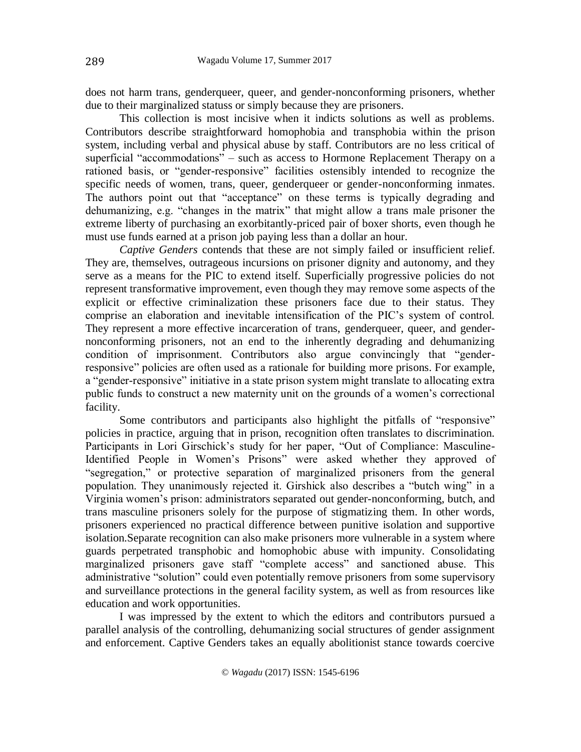does not harm trans, genderqueer, queer, and gender-nonconforming prisoners, whether due to their marginalized statuss or simply because they are prisoners.

This collection is most incisive when it indicts solutions as well as problems. Contributors describe straightforward homophobia and transphobia within the prison system, including verbal and physical abuse by staff. Contributors are no less critical of superficial "accommodations" – such as access to Hormone Replacement Therapy on a rationed basis, or "gender-responsive" facilities ostensibly intended to recognize the specific needs of women, trans, queer, genderqueer or gender-nonconforming inmates. The authors point out that "acceptance" on these terms is typically degrading and dehumanizing, e.g. "changes in the matrix" that might allow a trans male prisoner the extreme liberty of purchasing an exorbitantly-priced pair of boxer shorts, even though he must use funds earned at a prison job paying less than a dollar an hour.

*Captive Genders* contends that these are not simply failed or insufficient relief. They are, themselves, outrageous incursions on prisoner dignity and autonomy, and they serve as a means for the PIC to extend itself. Superficially progressive policies do not represent transformative improvement, even though they may remove some aspects of the explicit or effective criminalization these prisoners face due to their status. They comprise an elaboration and inevitable intensification of the PIC's system of control. They represent a more effective incarceration of trans, genderqueer, queer, and gender-nonconforming prisoners, not an end to the inherently degrading and dehumanizing condition of imprisonment. Contributors also argue convincingly that "gender-responsive" policies are often used as a rationale for building more prisons. For example, a "gender-responsive" initiative in a state prison system might translate to allocating extra public funds to construct a new maternity unit on the grounds of a women's correctional facility.

Some contributors and participants also highlight the pitfalls of "responsive" policies in practice, arguing that in prison, recognition often translates to discrimination. Participants in Lori Girschick's study for her paper, "Out of Compliance: Masculine-Identified People in Women's Prisons" were asked whether they approved of "segregation," or protective separation of marginalized prisoners from the general population. They unanimously rejected it. Girshick also describes a "butch wing" in a Virginia women's prison: administrators separated out gender-nonconforming, butch, and trans masculine prisoners solely for the purpose of stigmatizing them. In other words, prisoners experienced no practical difference between punitive isolation and supportive isolation.Separate recognition can also make prisoners more vulnerable in a system where guards perpetrated transphobic and homophobic abuse with impunity. Consolidating marginalized prisoners gave staff "complete access" and sanctioned abuse. This administrative "solution" could even potentially remove prisoners from some supervisory and surveillance protections in the general facility system, as well as from resources like education and work opportunities.

I was impressed by the extent to which the editors and contributors pursued a parallel analysis of the controlling, dehumanizing social structures of gender assignment and enforcement. Captive Genders takes an equally abolitionist stance towards coercive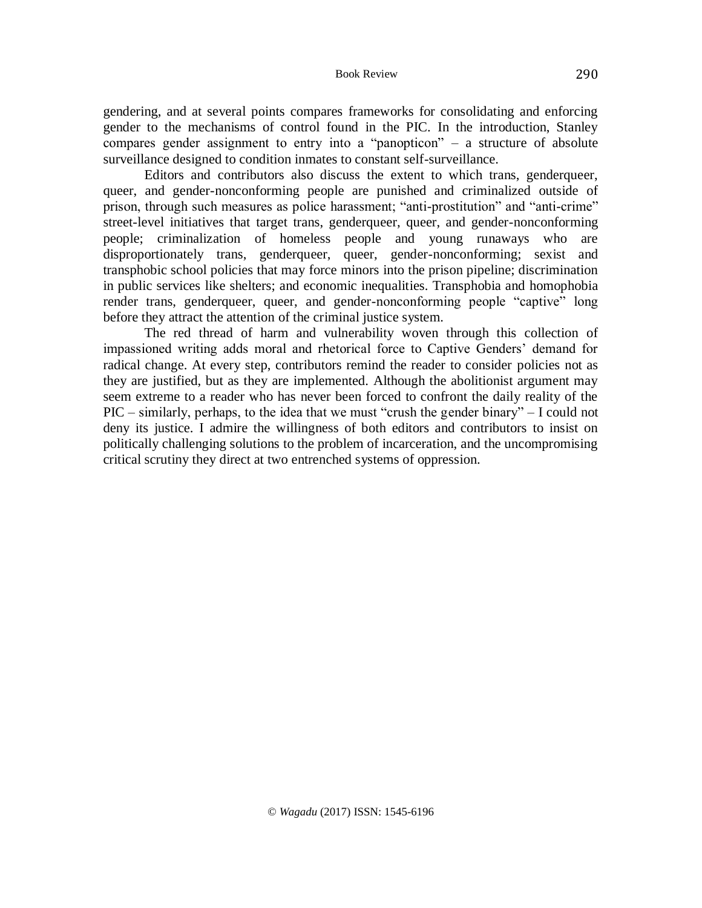gendering, and at several points compares frameworks for consolidating and enforcing gender to the mechanisms of control found in the PIC. In the introduction, Stanley compares gender assignment to entry into a "panopticon" – a structure of absolute surveillance designed to condition inmates to constant self-surveillance.

Editors and contributors also discuss the extent to which trans, genderqueer, queer, and gender-nonconforming people are punished and criminalized outside of prison, through such measures as police harassment; "anti-prostitution" and "anti-crime" street-level initiatives that target trans, genderqueer, queer, and gender-nonconforming people; criminalization of homeless people and young runaways who are disproportionately trans, genderqueer, queer, gender-nonconforming; sexist and transphobic school policies that may force minors into the prison pipeline; discrimination in public services like shelters; and economic inequalities. Transphobia and homophobia render trans, genderqueer, queer, and gender-nonconforming people "captive" long before they attract the attention of the criminal justice system.

The red thread of harm and vulnerability woven through this collection of impassioned writing adds moral and rhetorical force to Captive Genders' demand for radical change. At every step, contributors remind the reader to consider policies not as they are justified, but as they are implemented. Although the abolitionist argument may seem extreme to a reader who has never been forced to confront the daily reality of the PIC – similarly, perhaps, to the idea that we must "crush the gender binary" – I could not deny its justice. I admire the willingness of both editors and contributors to insist on politically challenging solutions to the problem of incarceration, and the uncompromising critical scrutiny they direct at two entrenched systems of oppression.